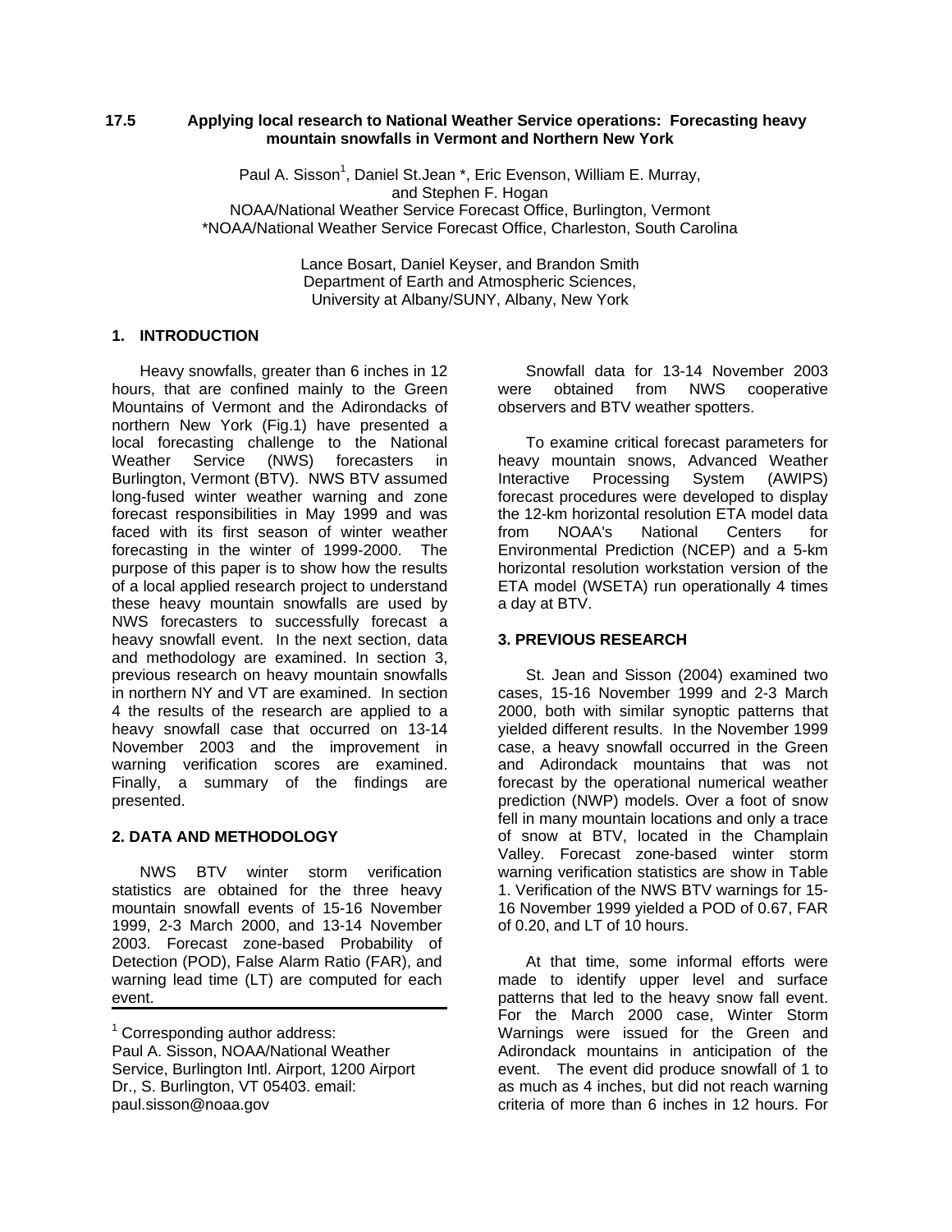**17.5 Applying local research to National Weather Service operations: Forecasting heavy mountain snowfalls in Vermont and Northern New York**

Paul A. Sisson[1], Daniel St.Jean *, Eric Evenson, William E. Murray, and Stephen F. Hogan
NOAA/National Weather Service Forecast Office, Burlington, Vermont
*NOAA/National Weather Service Forecast Office, Charleston, South Carolina

Lance Bosart, Daniel Keyser, and Brandon Smith
Department of Earth and Atmospheric Sciences,
University at Albany/SUNY, Albany, New York

## 1. INTRODUCTION

Heavy snowfalls, greater than 6 inches in 12 hours, that are confined mainly to the Green Mountains of Vermont and the Adirondacks of northern New York (Fig.1) have presented a local forecasting challenge to the National Weather Service (NWS) forecasters in Burlington, Vermont (BTV). NWS BTV assumed long-fused winter weather warning and zone forecast responsibilities in May 1999 and was faced with its first season of winter weather forecasting in the winter of 1999-2000. The purpose of this paper is to show how the results of a local applied research project to understand these heavy mountain snowfalls are used by NWS forecasters to successfully forecast a heavy snowfall event. In the next section, data and methodology are examined. In section 3, previous research on heavy mountain snowfalls in northern NY and VT are examined. In section 4 the results of the research are applied to a heavy snowfall case that occurred on 13-14 November 2003 and the improvement in warning verification scores are examined. Finally, a summary of the findings are presented.

## 2. DATA AND METHODOLOGY

NWS BTV winter storm verification statistics are obtained for the three heavy mountain snowfall events of 15-16 November 1999, 2-3 March 2000, and 13-14 November 2003. Forecast zone-based Probability of Detection (POD), False Alarm Ratio (FAR), and warning lead time (LT) are computed for each event.

Snowfall data for 13-14 November 2003 were obtained from NWS cooperative observers and BTV weather spotters.

To examine critical forecast parameters for heavy mountain snows, Advanced Weather Interactive Processing System (AWIPS) forecast procedures were developed to display the 12-km horizontal resolution ETA model data from NOAA's National Centers for Environmental Prediction (NCEP) and a 5-km horizontal resolution workstation version of the ETA model (WSETA) run operationally 4 times a day at BTV.

## 3. PREVIOUS RESEARCH

St. Jean and Sisson (2004) examined two cases, 15-16 November 1999 and 2-3 March 2000, both with similar synoptic patterns that yielded different results. In the November 1999 case, a heavy snowfall occurred in the Green and Adirondack mountains that was not forecast by the operational numerical weather prediction (NWP) models. Over a foot of snow fell in many mountain locations and only a trace of snow at BTV, located in the Champlain Valley. Forecast zone-based winter storm warning verification statistics are show in Table 1. Verification of the NWS BTV warnings for 15-16 November 1999 yielded a POD of 0.67, FAR of 0.20, and LT of 10 hours.

At that time, some informal efforts were made to identify upper level and surface patterns that led to the heavy snow fall event. For the March 2000 case, Winter Storm Warnings were issued for the Green and Adirondack mountains in anticipation of the event. The event did produce snowfall of 1 to as much as 4 inches, but did not reach warning criteria of more than 6 inches in 12 hours. For

---

[1] Corresponding author address:
Paul A. Sisson, NOAA/National Weather Service, Burlington Intl. Airport, 1200 Airport Dr., S. Burlington, VT 05403. email: paul.sisson@noaa.gov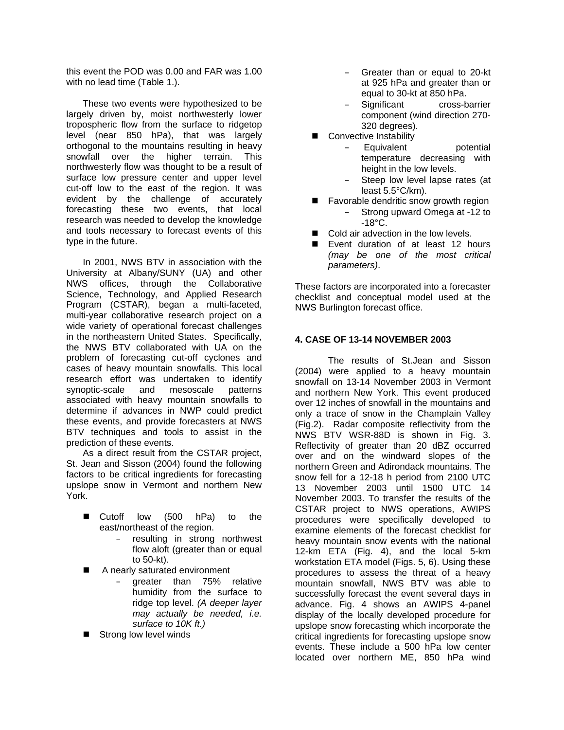this event the POD was 0.00 and FAR was 1.00 with no lead time (Table 1.).

These two events were hypothesized to be largely driven by, moist northwesterly lower tropospheric flow from the surface to ridgetop level (near 850 hPa), that was largely orthogonal to the mountains resulting in heavy snowfall over the higher terrain. This northwesterly flow was thought to be a result of surface low pressure center and upper level cut-off low to the east of the region. It was evident by the challenge of accurately forecasting these two events, that local research was needed to develop the knowledge and tools necessary to forecast events of this type in the future.

In 2001, NWS BTV in association with the University at Albany/SUNY (UA) and other NWS offices, through the Collaborative Science, Technology, and Applied Research Program (CSTAR), began a multi-faceted, multi-year collaborative research project on a wide variety of operational forecast challenges in the northeastern United States. Specifically, the NWS BTV collaborated with UA on the problem of forecasting cut-off cyclones and cases of heavy mountain snowfalls. This local research effort was undertaken to identify synoptic-scale and mesoscale patterns associated with heavy mountain snowfalls to determine if advances in NWP could predict these events, and provide forecasters at NWS BTV techniques and tools to assist in the prediction of these events.

As a direct result from the CSTAR project, St. Jean and Sisson (2004) found the following factors to be critical ingredients for forecasting upslope snow in Vermont and northern New York.

- Cutoff low (500 hPa) to the east/northeast of the region.
  - resulting in strong northwest flow aloft (greater than or equal to 50-kt).
- A nearly saturated environment
  - greater than 75% relative humidity from the surface to ridge top level. *(A deeper layer may actually be needed, i.e. surface to 10K ft.)*
- Strong low level winds
  - Greater than or equal to 20-kt at 925 hPa and greater than or equal to 30-kt at 850 hPa.
  - Significant cross-barrier component (wind direction 270-320 degrees).
- Convective Instability
  - Equivalent potential temperature decreasing with height in the low levels.
  - Steep low level lapse rates (at least 5.5°C/km).
- Favorable dendritic snow growth region
  - Strong upward Omega at -12 to -18°C.
- Cold air advection in the low levels.
- Event duration of at least 12 hours *(may be one of the most critical parameters)*.

These factors are incorporated into a forecaster checklist and conceptual model used at the NWS Burlington forecast office.

## 4. CASE OF 13-14 NOVEMBER 2003

The results of St.Jean and Sisson (2004) were applied to a heavy mountain snowfall on 13-14 November 2003 in Vermont and northern New York. This event produced over 12 inches of snowfall in the mountains and only a trace of snow in the Champlain Valley (Fig.2). Radar composite reflectivity from the NWS BTV WSR-88D is shown in Fig. 3. Reflectivity of greater than 20 dBZ occurred over and on the windward slopes of the northern Green and Adirondack mountains. The snow fell for a 12-18 h period from 2100 UTC 13 November 2003 until 1500 UTC 14 November 2003. To transfer the results of the CSTAR project to NWS operations, AWIPS procedures were specifically developed to examine elements of the forecast checklist for heavy mountain snow events with the national 12-km ETA (Fig. 4), and the local 5-km workstation ETA model (Figs. 5, 6). Using these procedures to assess the threat of a heavy mountain snowfall, NWS BTV was able to successfully forecast the event several days in advance. Fig. 4 shows an AWIPS 4-panel display of the locally developed procedure for upslope snow forecasting which incorporate the critical ingredients for forecasting upslope snow events. These include a 500 hPa low center located over northern ME, 850 hPa wind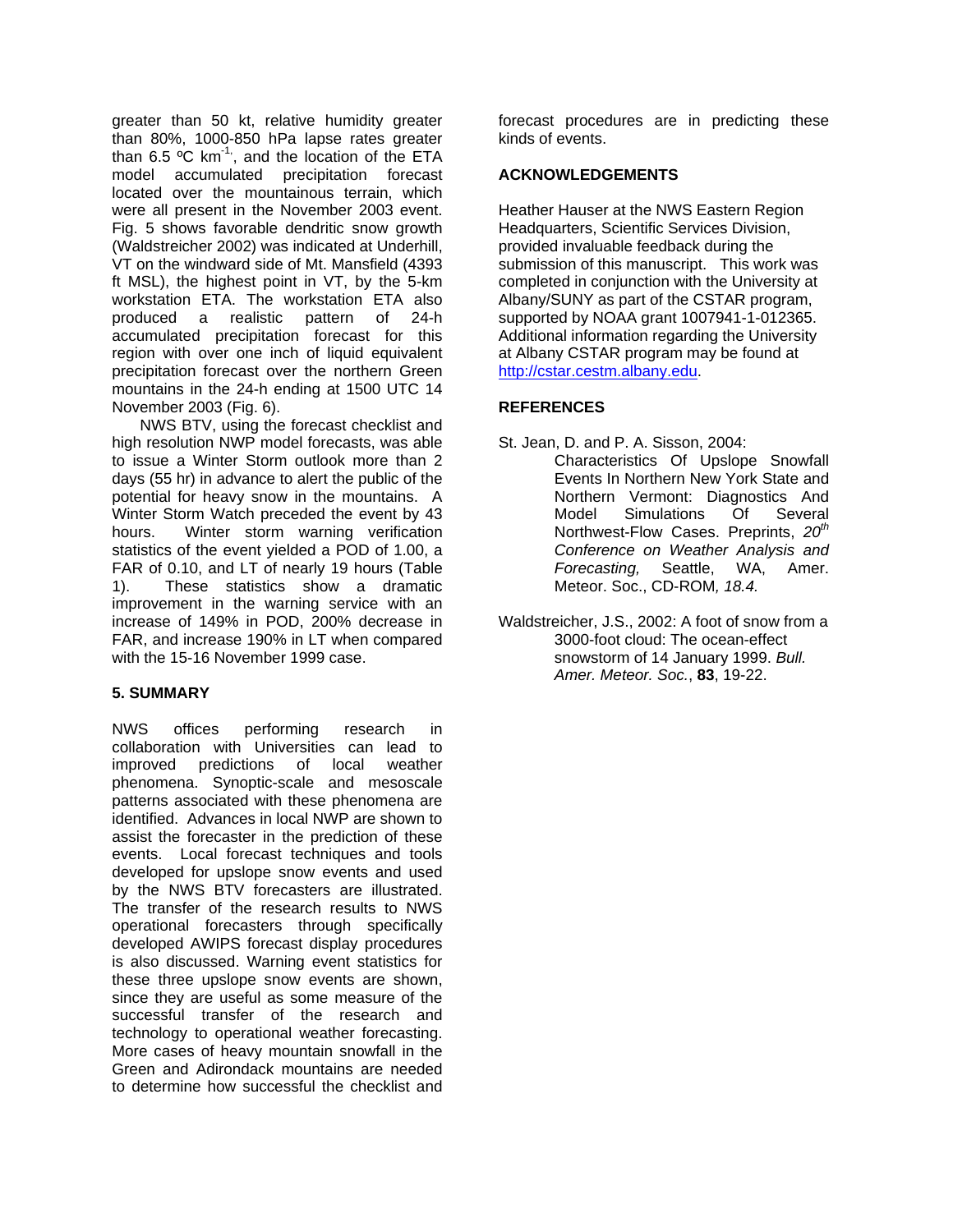greater than 50 kt, relative humidity greater than 80%, 1000-850 hPa lapse rates greater than 6.5 ºC $km^{-1}$, and the location of the ETA model accumulated precipitation forecast located over the mountainous terrain, which were all present in the November 2003 event. Fig. 5 shows favorable dendritic snow growth (Waldstreicher 2002) was indicated at Underhill, VT on the windward side of Mt. Mansfield (4393 ft MSL), the highest point in VT, by the 5-km workstation ETA. The workstation ETA also produced a realistic pattern of 24-h accumulated precipitation forecast for this region with over one inch of liquid equivalent precipitation forecast over the northern Green mountains in the 24-h ending at 1500 UTC 14 November 2003 (Fig. 6).

NWS BTV, using the forecast checklist and high resolution NWP model forecasts, was able to issue a Winter Storm outlook more than 2 days (55 hr) in advance to alert the public of the potential for heavy snow in the mountains. A Winter Storm Watch preceded the event by 43 hours. Winter storm warning verification statistics of the event yielded a POD of 1.00, a FAR of 0.10, and LT of nearly 19 hours (Table 1). These statistics show a dramatic improvement in the warning service with an increase of 149% in POD, 200% decrease in FAR, and increase 190% in LT when compared with the 15-16 November 1999 case.

## 5. SUMMARY

NWS offices performing research in collaboration with Universities can lead to improved predictions of local weather phenomena. Synoptic-scale and mesoscale patterns associated with these phenomena are identified. Advances in local NWP are shown to assist the forecaster in the prediction of these events. Local forecast techniques and tools developed for upslope snow events and used by the NWS BTV forecasters are illustrated. The transfer of the research results to NWS operational forecasters through specifically developed AWIPS forecast display procedures is also discussed. Warning event statistics for these three upslope snow events are shown, since they are useful as some measure of the successful transfer of the research and technology to operational weather forecasting. More cases of heavy mountain snowfall in the Green and Adirondack mountains are needed to determine how successful the checklist and forecast procedures are in predicting these kinds of events.

## ACKNOWLEDGEMENTS

Heather Hauser at the NWS Eastern Region Headquarters, Scientific Services Division, provided invaluable feedback during the submission of this manuscript. This work was completed in conjunction with the University at Albany/SUNY as part of the CSTAR program, supported by NOAA grant 1007941-1-012365. Additional information regarding the University at Albany CSTAR program may be found at http://cstar.cestm.albany.edu.

## REFERENCES

St. Jean, D. and P. A. Sisson, 2004: Characteristics Of Upslope Snowfall Events In Northern New York State and Northern Vermont: Diagnostics And Model Simulations Of Several Northwest-Flow Cases. Preprints, *20th Conference on Weather Analysis and Forecasting,* Seattle, WA, Amer. Meteor. Soc., CD-ROM*, 18.4.*

Waldstreicher, J.S., 2002: A foot of snow from a 3000-foot cloud: The ocean-effect snowstorm of 14 January 1999. *Bull. Amer. Meteor. Soc.*, **83**, 19-22.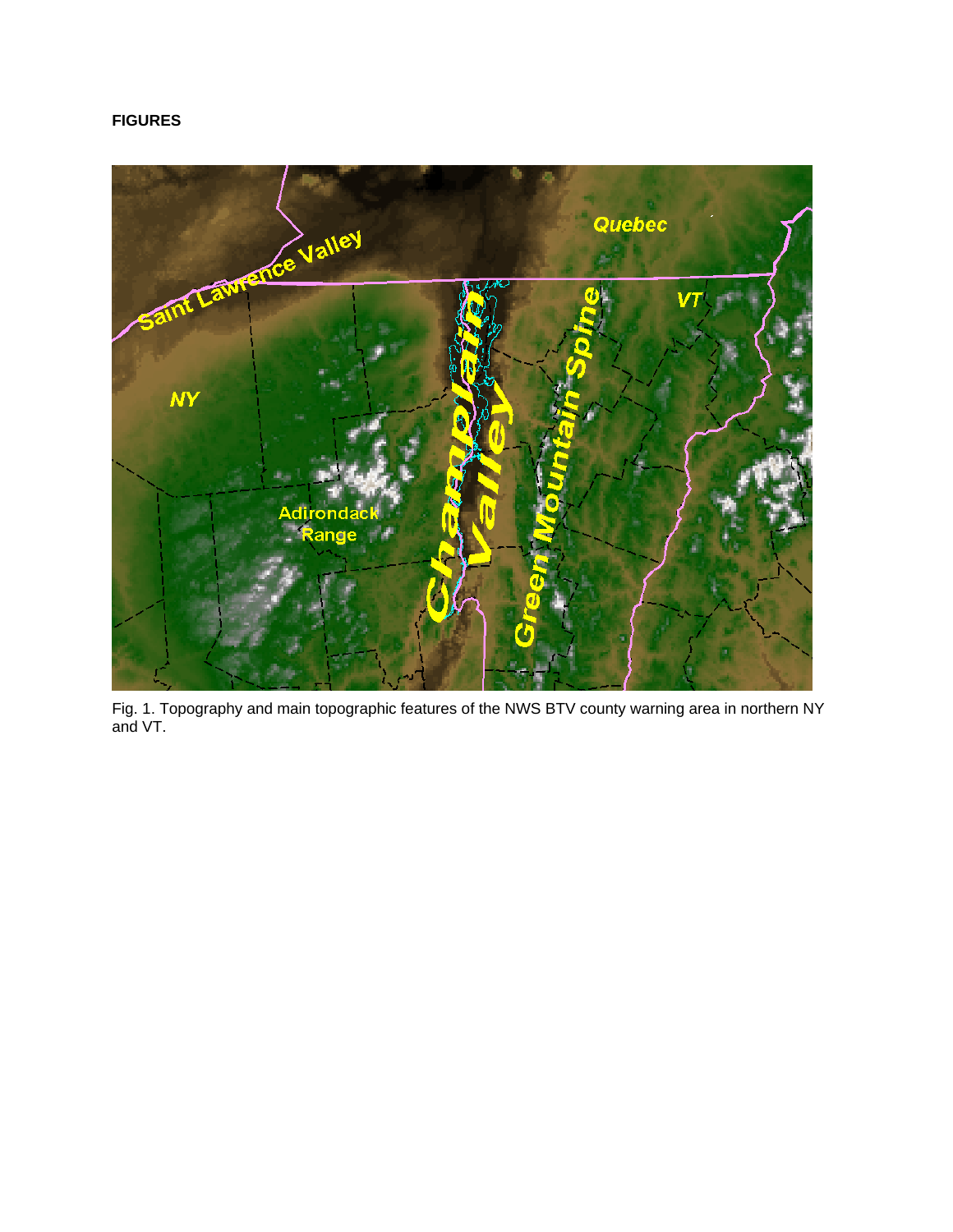**FIGURES**

Fig. 1. Topography and main topographic features of the NWS BTV county warning area in northern NY and VT.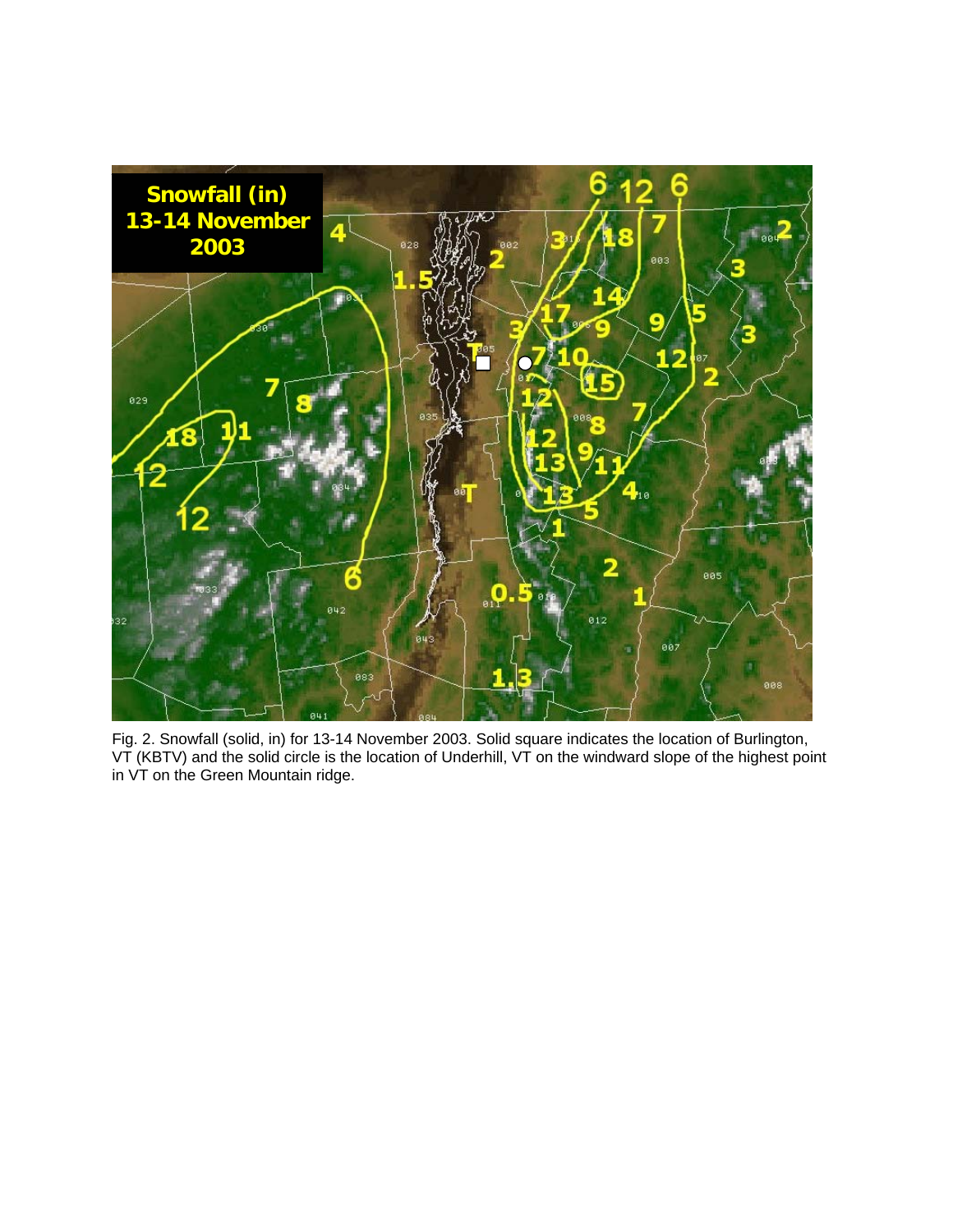Fig. 2. Snowfall (solid, in) for 13-14 November 2003. Solid square indicates the location of Burlington, VT (KBTV) and the solid circle is the location of Underhill, VT on the windward slope of the highest point in VT on the Green Mountain ridge.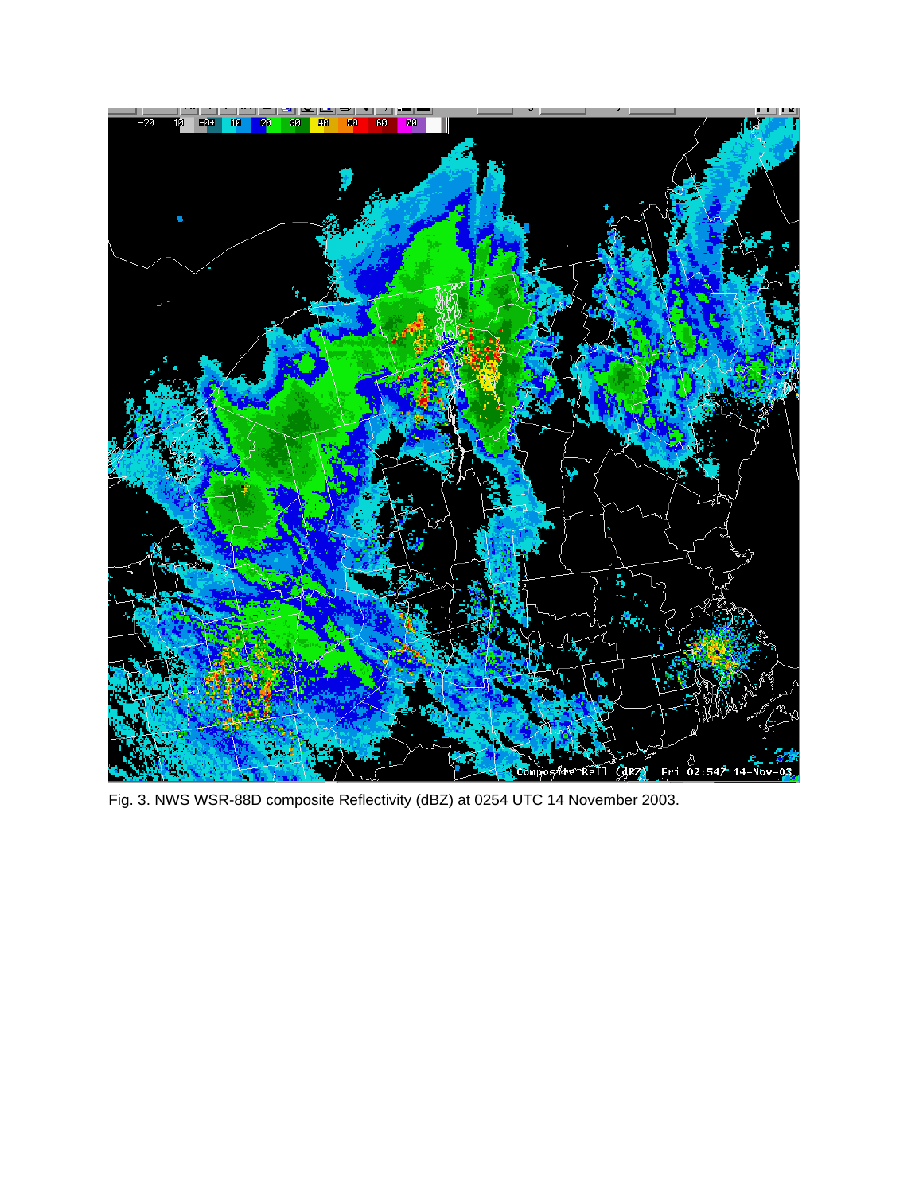Fig. 3. NWS WSR-88D composite Reflectivity (dBZ) at 0254 UTC 14 November 2003.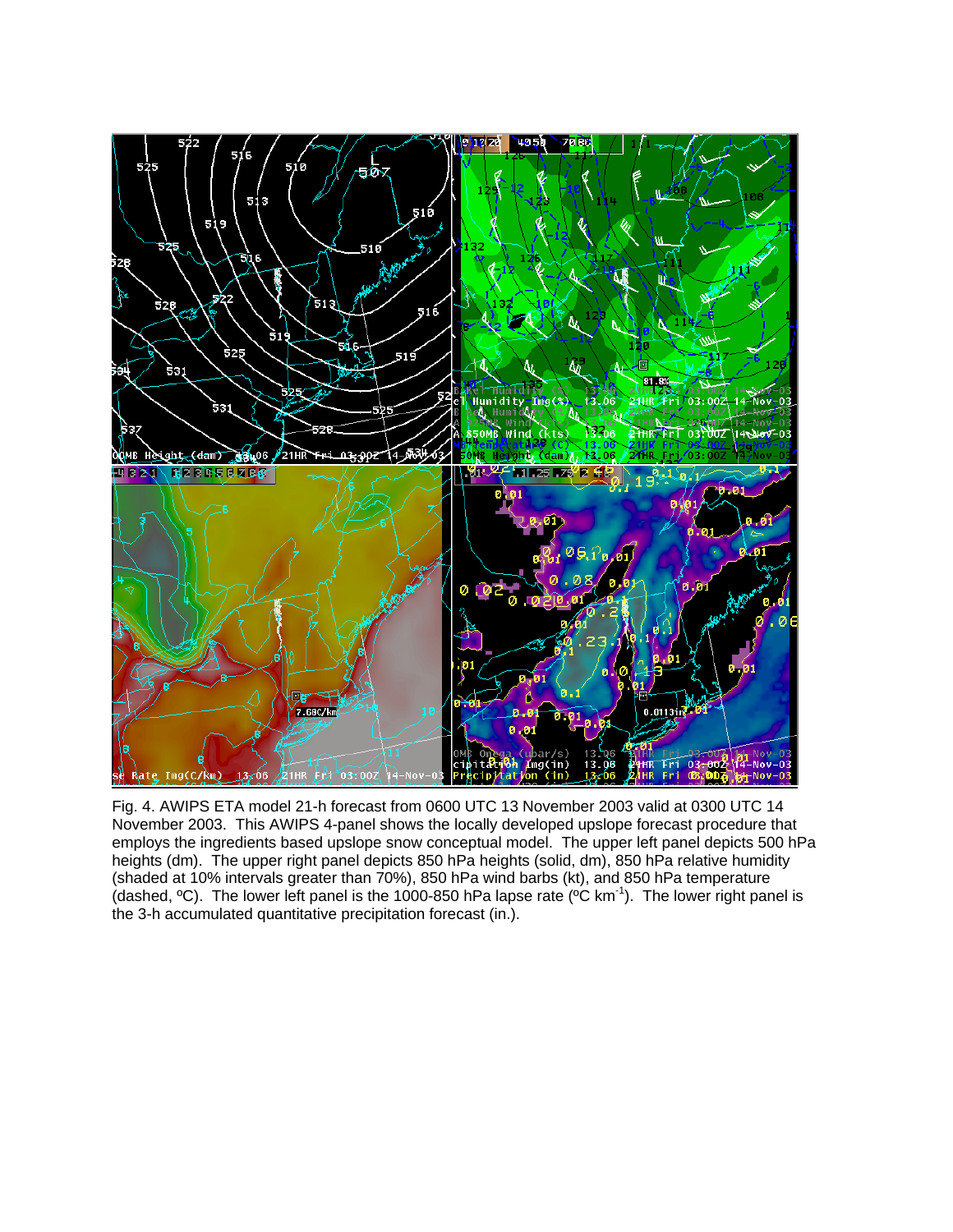Fig. 4. AWIPS ETA model 21-h forecast from 0600 UTC 13 November 2003 valid at 0300 UTC 14 November 2003. This AWIPS 4-panel shows the locally developed upslope forecast procedure that employs the ingredients based upslope snow conceptual model. The upper left panel depicts 500 hPa heights (dm). The upper right panel depicts 850 hPa heights (solid, dm), 850 hPa relative humidity (shaded at 10% intervals greater than 70%), 850 hPa wind barbs (kt), and 850 hPa temperature (dashed, ºC). The lower left panel is the 1000-850 hPa lapse rate (ºC $km^{-1}$). The lower right panel is the 3-h accumulated quantitative precipitation forecast (in.).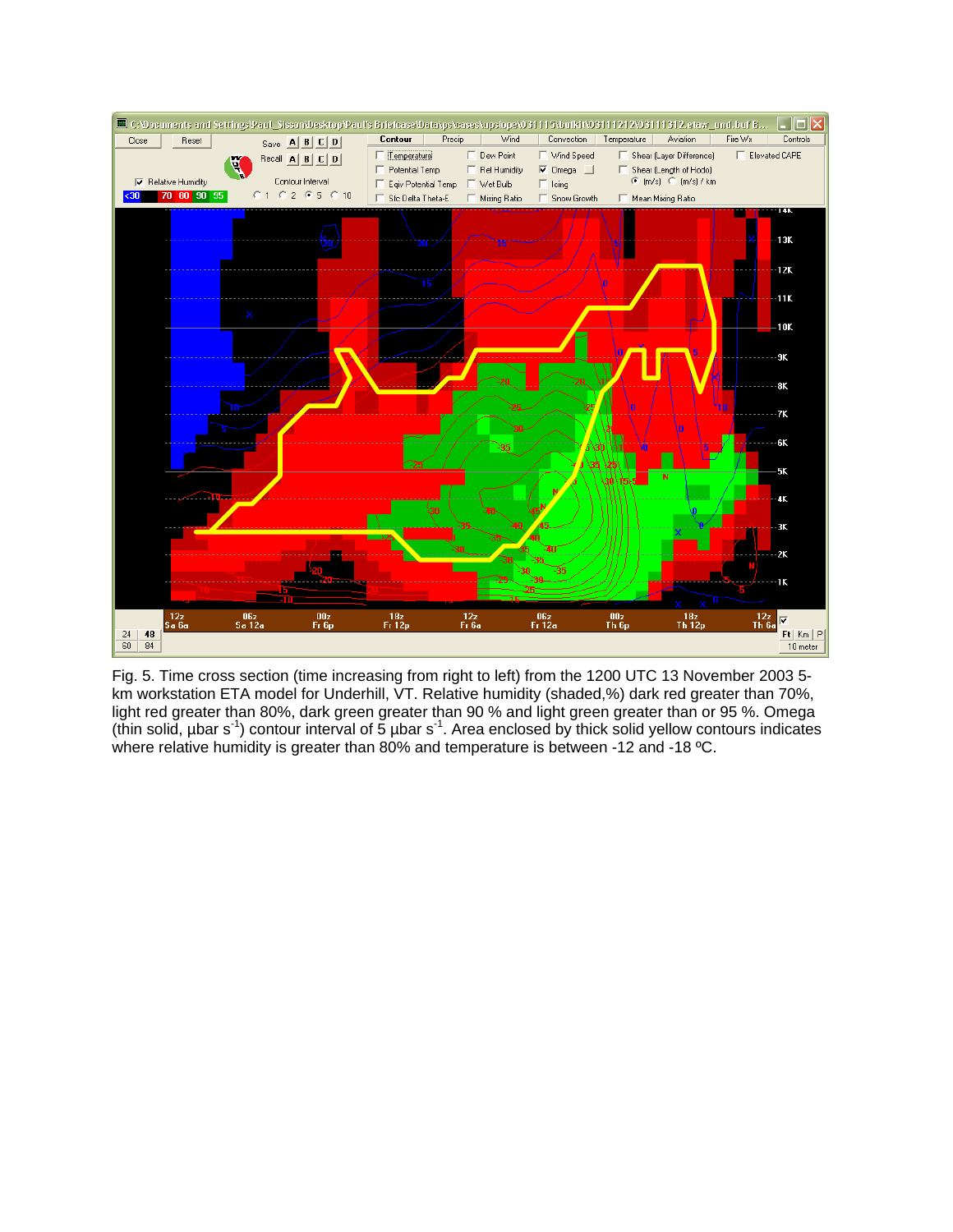Fig. 5. Time cross section (time increasing from right to left) from the 1200 UTC 13 November 2003 5-km workstation ETA model for Underhill, VT. Relative humidity (shaded,%) dark red greater than 70%, light red greater than 80%, dark green greater than 90 % and light green greater than or 95 %. Omega (thin solid, µbar s$^{-1}$) contour interval of 5 µbar s$^{-1}$. Area enclosed by thick solid yellow contours indicates where relative humidity is greater than 80% and temperature is between -12 and -18 ºC.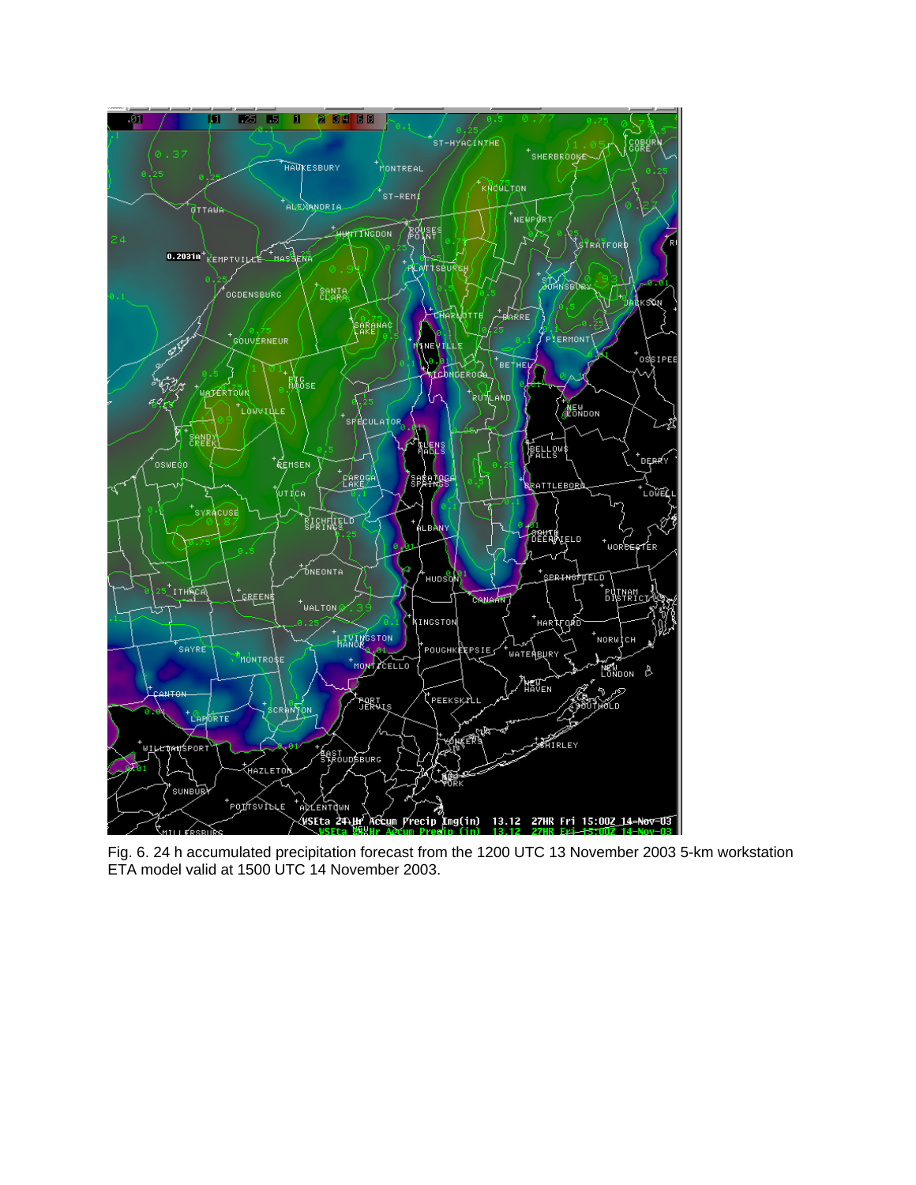Fig. 6. 24 h accumulated precipitation forecast from the 1200 UTC 13 November 2003 5-km workstation ETA model valid at 1500 UTC 14 November 2003.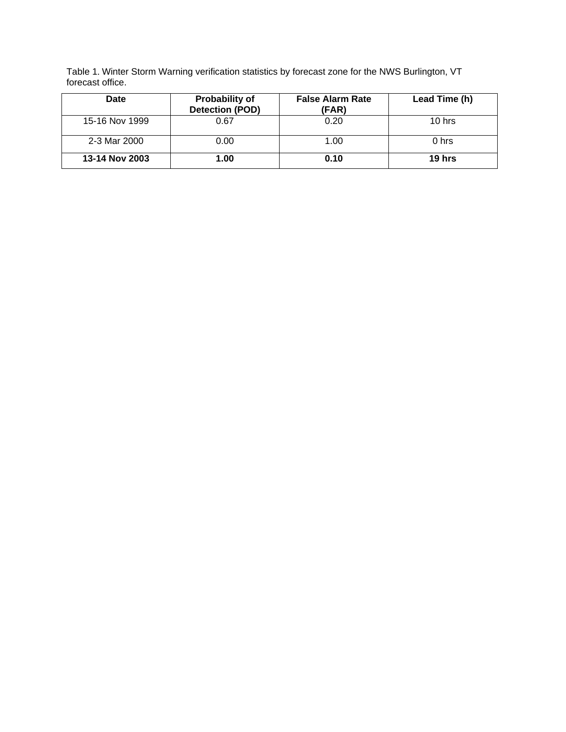Table 1. Winter Storm Warning verification statistics by forecast zone for the NWS Burlington, VT forecast office.

| Date | Probability of Detection (POD) | False Alarm Rate (FAR) | Lead Time (h) |
|---|---|---|---|
| 15-16 Nov 1999 | 0.67 | 0.20 | 10 hrs |
| 2-3 Mar 2000 | 0.00 | 1.00 | 0 hrs |
| **13-14 Nov 2003** | **1.00** | **0.10** | **19 hrs** |